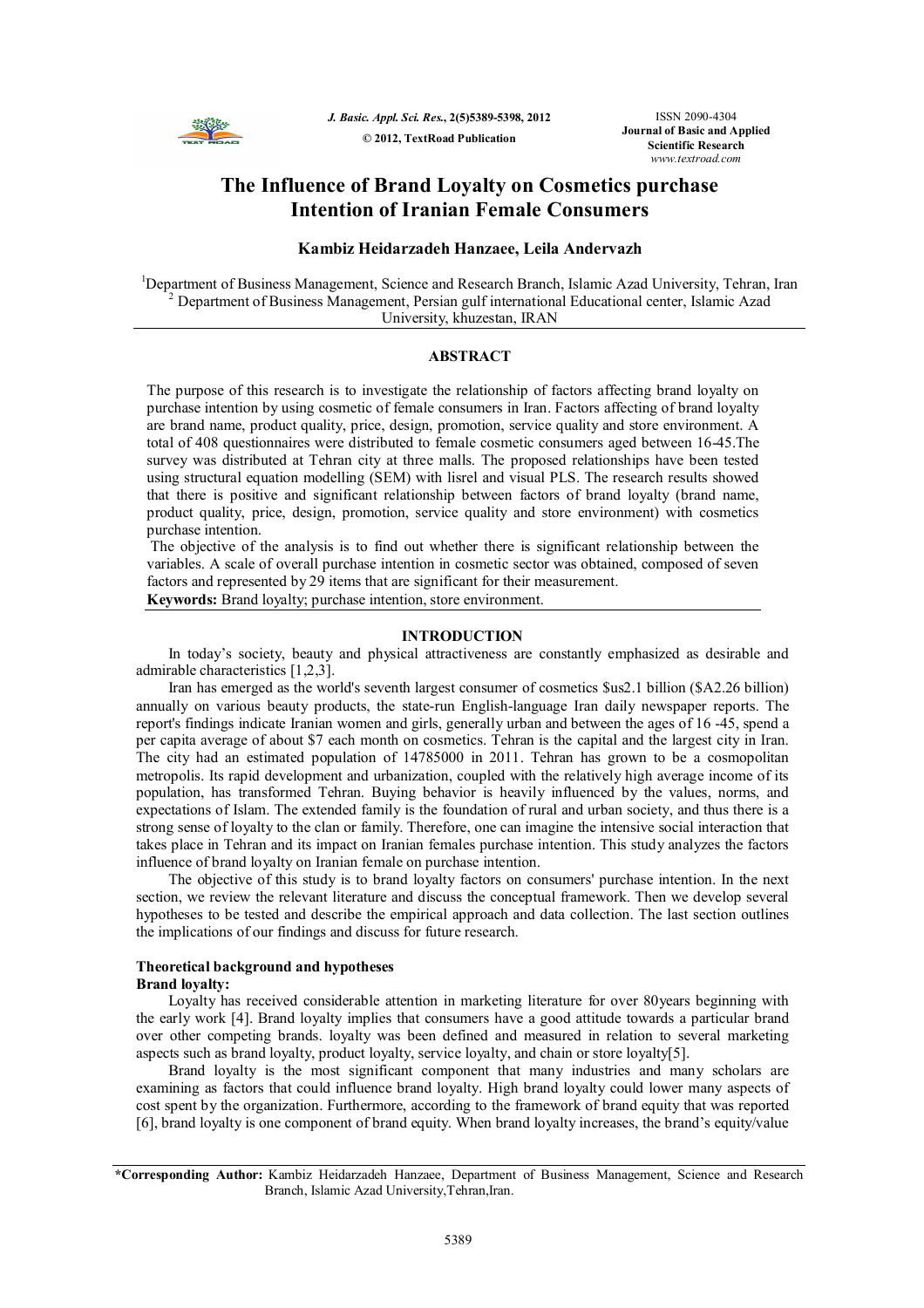# The Influence of Brand Loyalty on Cosmetics purchase Intention of Iranian Female Consumers

**Kambiz Heidarzadeh Hanzaee, Leila Andervazh**

[1]Department of Business Management, Science and Research Branch, Islamic Azad University, Tehran, Iran
[2] Department of Business Management, Persian gulf international Educational center, Islamic Azad University, khuzestan, IRAN

## ABSTRACT

The purpose of this research is to investigate the relationship of factors affecting brand loyalty on purchase intention by using cosmetic of female consumers in Iran. Factors affecting of brand loyalty are brand name, product quality, price, design, promotion, service quality and store environment. A total of 408 questionnaires were distributed to female cosmetic consumers aged between 16-45.The survey was distributed at Tehran city at three malls. The proposed relationships have been tested using structural equation modelling (SEM) with lisrel and visual PLS. The research results showed that there is positive and significant relationship between factors of brand loyalty (brand name, product quality, price, design, promotion, service quality and store environment) with cosmetics purchase intention.

The objective of the analysis is to find out whether there is significant relationship between the variables. A scale of overall purchase intention in cosmetic sector was obtained, composed of seven factors and represented by 29 items that are significant for their measurement.

**Keywords:** Brand loyalty; purchase intention, store environment.

## INTRODUCTION

In today's society, beauty and physical attractiveness are constantly emphasized as desirable and admirable characteristics [1,2,3].

Iran has emerged as the world's seventh largest consumer of cosmetics $us2.1 billion ($A2.26 billion) annually on various beauty products, the state-run English-language Iran daily newspaper reports. The report's findings indicate Iranian women and girls, generally urban and between the ages of 16 -45, spend a per capita average of about $7 each month on cosmetics. Tehran is the capital and the largest city in Iran. The city had an estimated population of 14785000 in 2011. Tehran has grown to be a cosmopolitan metropolis. Its rapid development and urbanization, coupled with the relatively high average income of its population, has transformed Tehran. Buying behavior is heavily influenced by the values, norms, and expectations of Islam. The extended family is the foundation of rural and urban society, and thus there is a strong sense of loyalty to the clan or family. Therefore, one can imagine the intensive social interaction that takes place in Tehran and its impact on Iranian females purchase intention. This study analyzes the factors influence of brand loyalty on Iranian female on purchase intention.

The objective of this study is to brand loyalty factors on consumers' purchase intention. In the next section, we review the relevant literature and discuss the conceptual framework. Then we develop several hypotheses to be tested and describe the empirical approach and data collection. The last section outlines the implications of our findings and discuss for future research.

### Theoretical background and hypotheses

**Brand loyalty:**

Loyalty has received considerable attention in marketing literature for over 80years beginning with the early work [4]. Brand loyalty implies that consumers have a good attitude towards a particular brand over other competing brands. loyalty was been defined and measured in relation to several marketing aspects such as brand loyalty, product loyalty, service loyalty, and chain or store loyalty[5].

Brand loyalty is the most significant component that many industries and many scholars are examining as factors that could influence brand loyalty. High brand loyalty could lower many aspects of cost spent by the organization. Furthermore, according to the framework of brand equity that was reported [6], brand loyalty is one component of brand equity. When brand loyalty increases, the brand's equity/value

**\*Corresponding Author:** Kambiz Heidarzadeh Hanzaee, Department of Business Management, Science and Research Branch, Islamic Azad University,Tehran,Iran.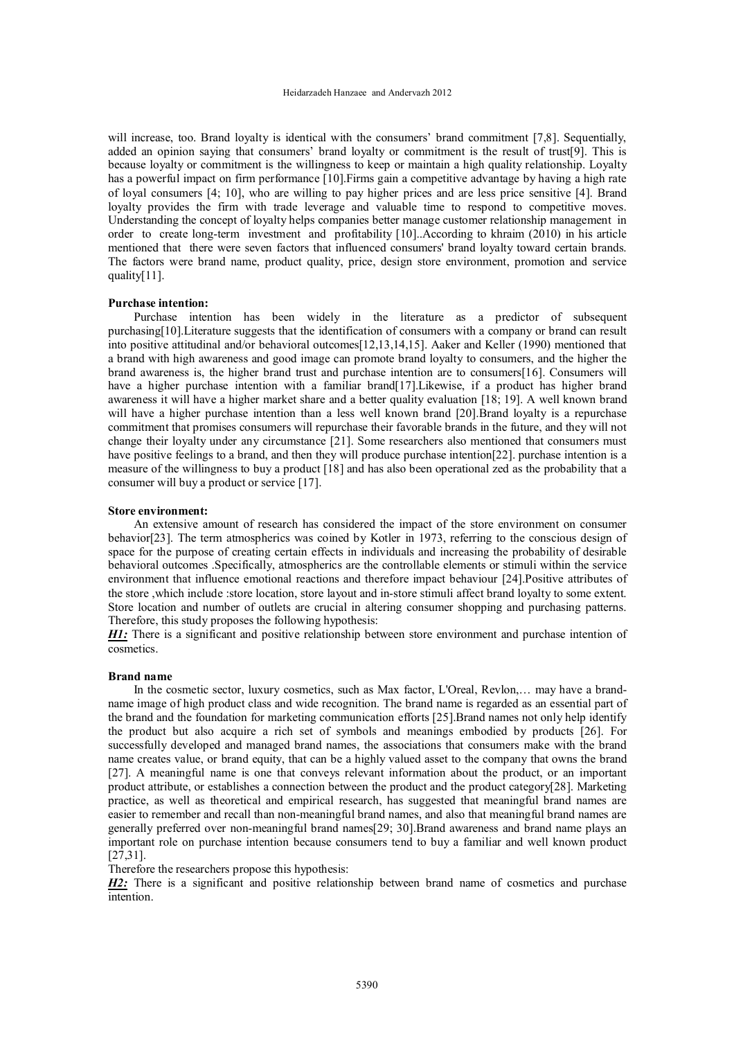will increase, too. Brand loyalty is identical with the consumers' brand commitment [7,8]. Sequentially, added an opinion saying that consumers' brand loyalty or commitment is the result of trust[9]. This is because loyalty or commitment is the willingness to keep or maintain a high quality relationship. Loyalty has a powerful impact on firm performance [10].Firms gain a competitive advantage by having a high rate of loyal consumers [4; 10], who are willing to pay higher prices and are less price sensitive [4]. Brand loyalty provides the firm with trade leverage and valuable time to respond to competitive moves. Understanding the concept of loyalty helps companies better manage customer relationship management in order to create long-term investment and profitability [10]..According to khraim (2010) in his article mentioned that there were seven factors that influenced consumers' brand loyalty toward certain brands. The factors were brand name, product quality, price, design store environment, promotion and service quality[11].

**Purchase intention:**

Purchase intention has been widely in the literature as a predictor of subsequent purchasing[10].Literature suggests that the identification of consumers with a company or brand can result into positive attitudinal and/or behavioral outcomes[12,13,14,15]. Aaker and Keller (1990) mentioned that a brand with high awareness and good image can promote brand loyalty to consumers, and the higher the brand awareness is, the higher brand trust and purchase intention are to consumers[16]. Consumers will have a higher purchase intention with a familiar brand[17].Likewise, if a product has higher brand awareness it will have a higher market share and a better quality evaluation [18; 19]. A well known brand will have a higher purchase intention than a less well known brand [20].Brand loyalty is a repurchase commitment that promises consumers will repurchase their favorable brands in the future, and they will not change their loyalty under any circumstance [21]. Some researchers also mentioned that consumers must have positive feelings to a brand, and then they will produce purchase intention[22]. purchase intention is a measure of the willingness to buy a product [18] and has also been operational zed as the probability that a consumer will buy a product or service [17].

**Store environment:**

An extensive amount of research has considered the impact of the store environment on consumer behavior[23]. The term atmospherics was coined by Kotler in 1973, referring to the conscious design of space for the purpose of creating certain effects in individuals and increasing the probability of desirable behavioral outcomes .Specifically, atmospherics are the controllable elements or stimuli within the service environment that influence emotional reactions and therefore impact behaviour [24].Positive attributes of the store ,which include :store location, store layout and in-store stimuli affect brand loyalty to some extent. Store location and number of outlets are crucial in altering consumer shopping and purchasing patterns. Therefore, this study proposes the following hypothesis:

***H1:*** There is a significant and positive relationship between store environment and purchase intention of cosmetics.

**Brand name**

In the cosmetic sector, luxury cosmetics, such as Max factor, L'Oreal, Revlon,… may have a brand-name image of high product class and wide recognition. The brand name is regarded as an essential part of the brand and the foundation for marketing communication efforts [25].Brand names not only help identify the product but also acquire a rich set of symbols and meanings embodied by products [26]. For successfully developed and managed brand names, the associations that consumers make with the brand name creates value, or brand equity, that can be a highly valued asset to the company that owns the brand [27]. A meaningful name is one that conveys relevant information about the product, or an important product attribute, or establishes a connection between the product and the product category[28]. Marketing practice, as well as theoretical and empirical research, has suggested that meaningful brand names are easier to remember and recall than non-meaningful brand names, and also that meaningful brand names are generally preferred over non-meaningful brand names[29; 30].Brand awareness and brand name plays an important role on purchase intention because consumers tend to buy a familiar and well known product [27,31].

Therefore the researchers propose this hypothesis:

***H2:*** There is a significant and positive relationship between brand name of cosmetics and purchase intention.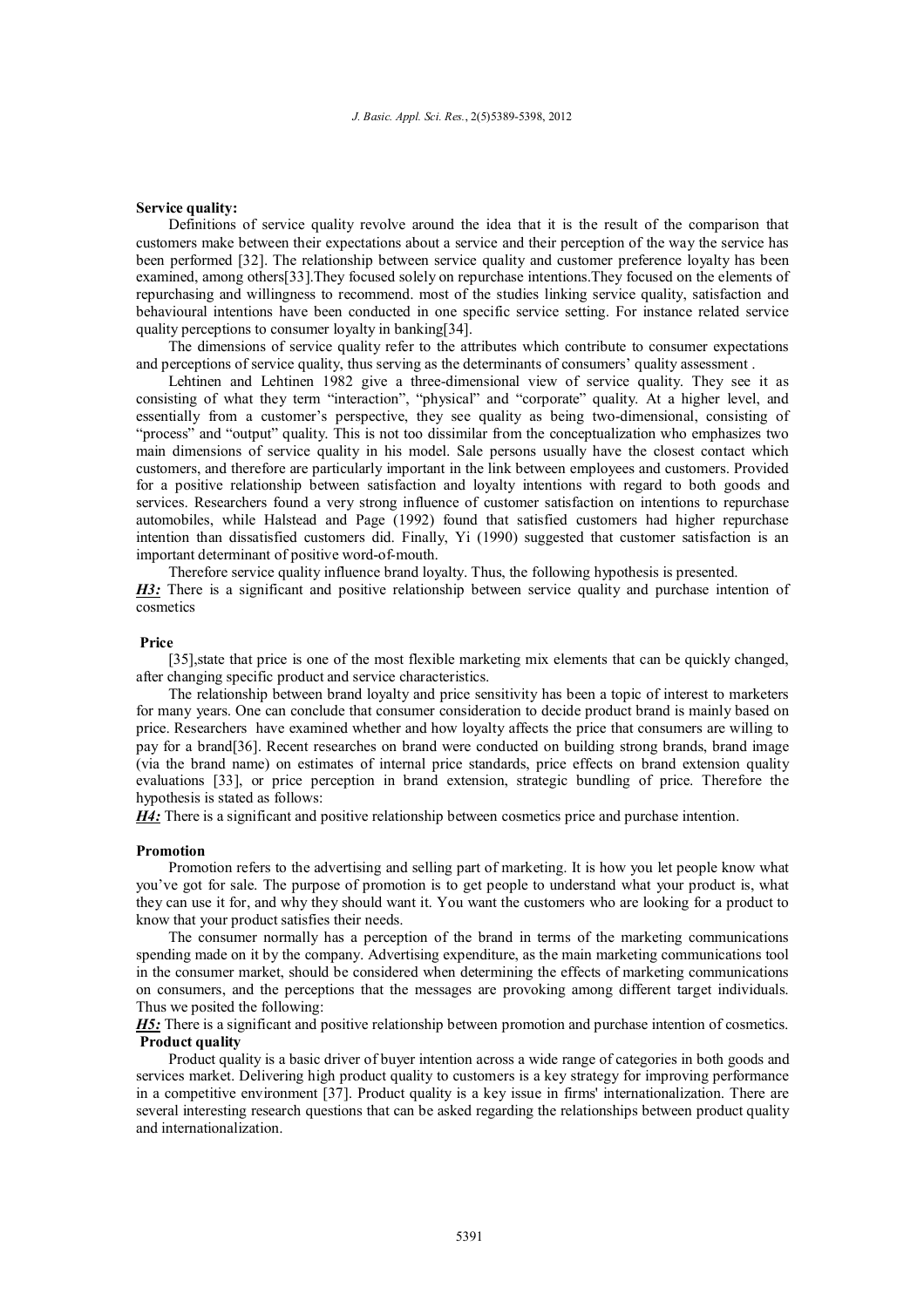**Service quality:**

Definitions of service quality revolve around the idea that it is the result of the comparison that customers make between their expectations about a service and their perception of the way the service has been performed [32]. The relationship between service quality and customer preference loyalty has been examined, among others[33].They focused solely on repurchase intentions.They focused on the elements of repurchasing and willingness to recommend. most of the studies linking service quality, satisfaction and behavioural intentions have been conducted in one specific service setting. For instance related service quality perceptions to consumer loyalty in banking[34].

The dimensions of service quality refer to the attributes which contribute to consumer expectations and perceptions of service quality, thus serving as the determinants of consumers' quality assessment .

Lehtinen and Lehtinen 1982 give a three-dimensional view of service quality. They see it as consisting of what they term "interaction", "physical" and "corporate" quality. At a higher level, and essentially from a customer's perspective, they see quality as being two-dimensional, consisting of "process" and "output" quality. This is not too dissimilar from the conceptualization who emphasizes two main dimensions of service quality in his model. Sale persons usually have the closest contact which customers, and therefore are particularly important in the link between employees and customers. Provided for a positive relationship between satisfaction and loyalty intentions with regard to both goods and services. Researchers found a very strong influence of customer satisfaction on intentions to repurchase automobiles, while Halstead and Page (1992) found that satisfied customers had higher repurchase intention than dissatisfied customers did. Finally, Yi (1990) suggested that customer satisfaction is an important determinant of positive word-of-mouth.

Therefore service quality influence brand loyalty. Thus, the following hypothesis is presented.

***H3:*** There is a significant and positive relationship between service quality and purchase intention of cosmetics

**Price**

[35],state that price is one of the most flexible marketing mix elements that can be quickly changed, after changing specific product and service characteristics.

The relationship between brand loyalty and price sensitivity has been a topic of interest to marketers for many years. One can conclude that consumer consideration to decide product brand is mainly based on price. Researchers have examined whether and how loyalty affects the price that consumers are willing to pay for a brand[36]. Recent researches on brand were conducted on building strong brands, brand image (via the brand name) on estimates of internal price standards, price effects on brand extension quality evaluations [33], or price perception in brand extension, strategic bundling of price. Therefore the hypothesis is stated as follows:

***H4:*** There is a significant and positive relationship between cosmetics price and purchase intention.

**Promotion**

Promotion refers to the advertising and selling part of marketing. It is how you let people know what you've got for sale. The purpose of promotion is to get people to understand what your product is, what they can use it for, and why they should want it. You want the customers who are looking for a product to know that your product satisfies their needs.

The consumer normally has a perception of the brand in terms of the marketing communications spending made on it by the company. Advertising expenditure, as the main marketing communications tool in the consumer market, should be considered when determining the effects of marketing communications on consumers, and the perceptions that the messages are provoking among different target individuals. Thus we posited the following:

***H5:*** There is a significant and positive relationship between promotion and purchase intention of cosmetics.

**Product quality**

Product quality is a basic driver of buyer intention across a wide range of categories in both goods and services market. Delivering high product quality to customers is a key strategy for improving performance in a competitive environment [37]. Product quality is a key issue in firms' internationalization. There are several interesting research questions that can be asked regarding the relationships between product quality and internationalization.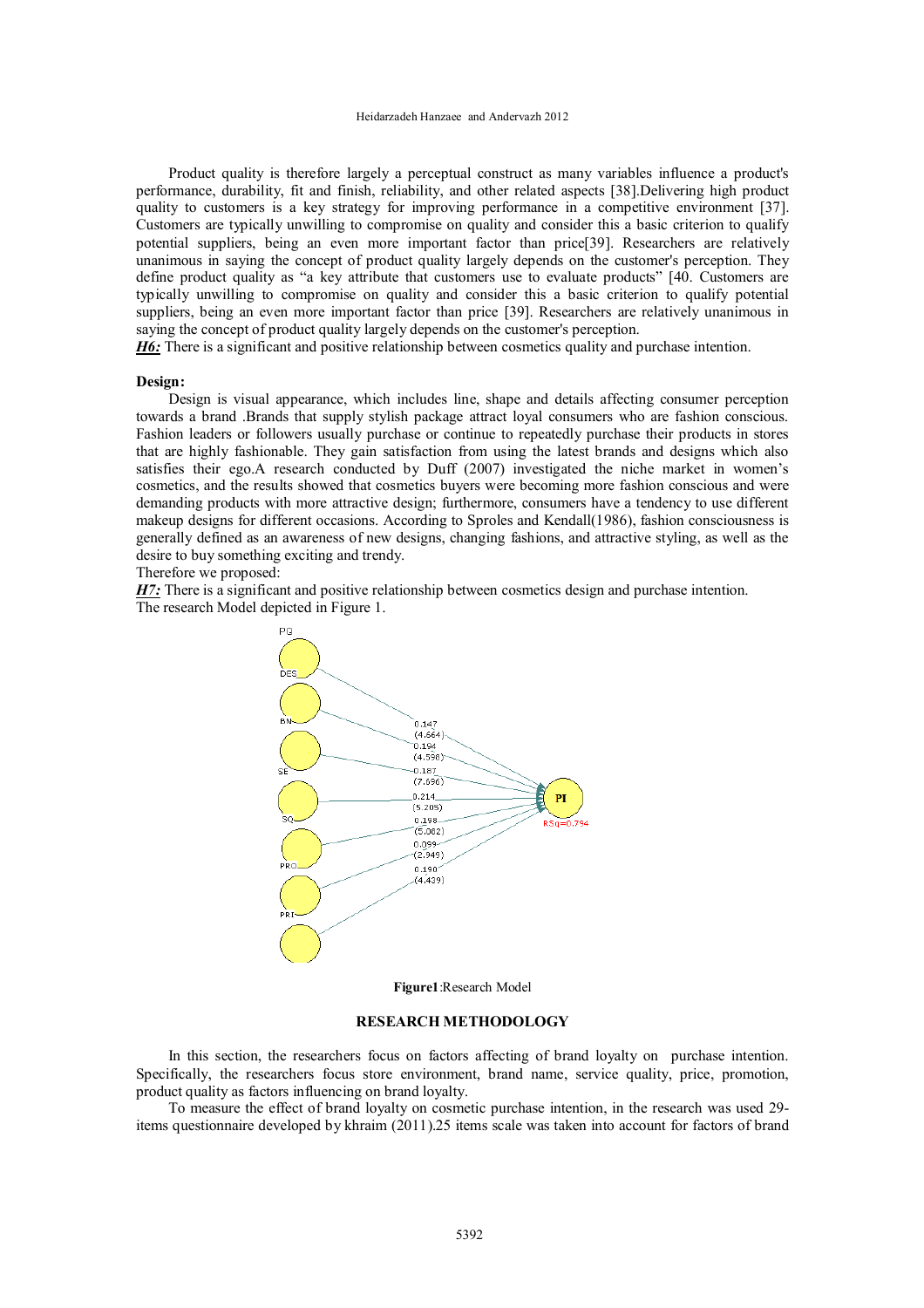Product quality is therefore largely a perceptual construct as many variables influence a product's performance, durability, fit and finish, reliability, and other related aspects [38].Delivering high product quality to customers is a key strategy for improving performance in a competitive environment [37]. Customers are typically unwilling to compromise on quality and consider this a basic criterion to qualify potential suppliers, being an even more important factor than price[39]. Researchers are relatively unanimous in saying the concept of product quality largely depends on the customer's perception. They define product quality as "a key attribute that customers use to evaluate products" [40. Customers are typically unwilling to compromise on quality and consider this a basic criterion to qualify potential suppliers, being an even more important factor than price [39]. Researchers are relatively unanimous in saying the concept of product quality largely depends on the customer's perception.

***H6:*** There is a significant and positive relationship between cosmetics quality and purchase intention.

**Design:**

Design is visual appearance, which includes line, shape and details affecting consumer perception towards a brand .Brands that supply stylish package attract loyal consumers who are fashion conscious. Fashion leaders or followers usually purchase or continue to repeatedly purchase their products in stores that are highly fashionable. They gain satisfaction from using the latest brands and designs which also satisfies their ego.A research conducted by Duff (2007) investigated the niche market in women's cosmetics, and the results showed that cosmetics buyers were becoming more fashion conscious and were demanding products with more attractive design; furthermore, consumers have a tendency to use different makeup designs for different occasions. According to Sproles and Kendall(1986), fashion consciousness is generally defined as an awareness of new designs, changing fashions, and attractive styling, as well as the desire to buy something exciting and trendy.

Therefore we proposed:

***H7:*** There is a significant and positive relationship between cosmetics design and purchase intention.

The research Model depicted in Figure 1.

**Figure1**:Research Model

## RESEARCH METHODOLOGY

In this section, the researchers focus on factors affecting of brand loyalty on purchase intention. Specifically, the researchers focus store environment, brand name, service quality, price, promotion, product quality as factors influencing on brand loyalty.

To measure the effect of brand loyalty on cosmetic purchase intention, in the research was used 29-items questionnaire developed by khraim (2011).25 items scale was taken into account for factors of brand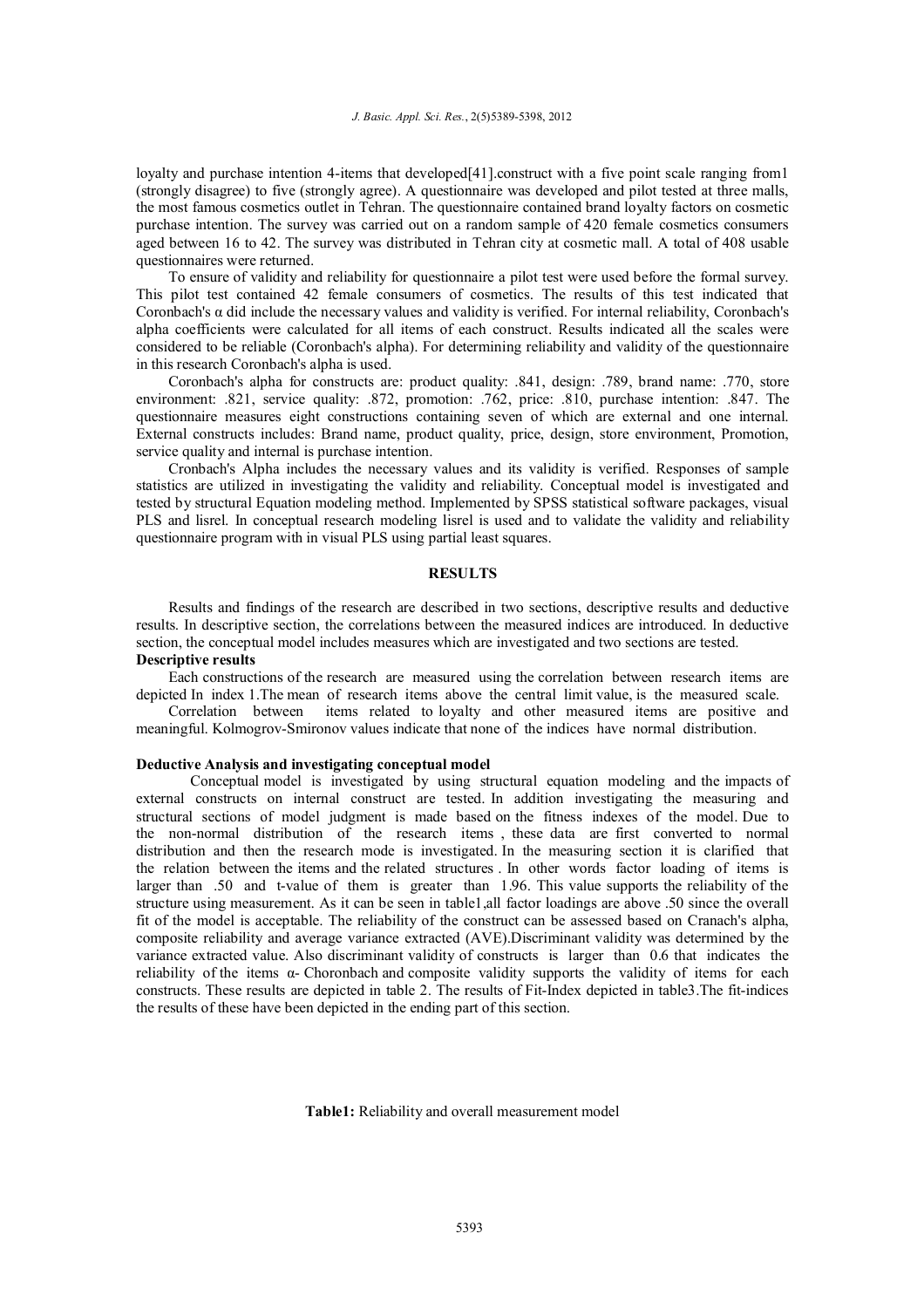loyalty and purchase intention 4-items that developed[41].construct with a five point scale ranging from1 (strongly disagree) to five (strongly agree). A questionnaire was developed and pilot tested at three malls, the most famous cosmetics outlet in Tehran. The questionnaire contained brand loyalty factors on cosmetic purchase intention. The survey was carried out on a random sample of 420 female cosmetics consumers aged between 16 to 42. The survey was distributed in Tehran city at cosmetic mall. A total of 408 usable questionnaires were returned.

To ensure of validity and reliability for questionnaire a pilot test were used before the formal survey. This pilot test contained 42 female consumers of cosmetics. The results of this test indicated that Coronbach's α did include the necessary values and validity is verified. For internal reliability, Coronbach's alpha coefficients were calculated for all items of each construct. Results indicated all the scales were considered to be reliable (Coronbach's alpha). For determining reliability and validity of the questionnaire in this research Coronbach's alpha is used.

Coronbach's alpha for constructs are: product quality: .841, design: .789, brand name: .770, store environment: .821, service quality: .872, promotion: .762, price: .810, purchase intention: .847. The questionnaire measures eight constructions containing seven of which are external and one internal. External constructs includes: Brand name, product quality, price, design, store environment, Promotion, service quality and internal is purchase intention.

Cronbach's Alpha includes the necessary values and its validity is verified. Responses of sample statistics are utilized in investigating the validity and reliability. Conceptual model is investigated and tested by structural Equation modeling method. Implemented by SPSS statistical software packages, visual PLS and lisrel. In conceptual research modeling lisrel is used and to validate the validity and reliability questionnaire program with in visual PLS using partial least squares.

## RESULTS

Results and findings of the research are described in two sections, descriptive results and deductive results. In descriptive section, the correlations between the measured indices are introduced. In deductive section, the conceptual model includes measures which are investigated and two sections are tested.

**Descriptive results**

Each constructions of the research are measured using the correlation between research items are depicted In index 1.The mean of research items above the central limit value, is the measured scale.

Correlation between items related to loyalty and other measured items are positive and meaningful. Kolmogrov-Smironov values indicate that none of the indices have normal distribution.

**Deductive Analysis and investigating conceptual model**

Conceptual model is investigated by using structural equation modeling and the impacts of external constructs on internal construct are tested. In addition investigating the measuring and structural sections of model judgment is made based on the fitness indexes of the model. Due to the non-normal distribution of the research items , these data are first converted to normal distribution and then the research mode is investigated. In the measuring section it is clarified that the relation between the items and the related structures . In other words factor loading of items is larger than .50 and t-value of them is greater than 1.96. This value supports the reliability of the structure using measurement. As it can be seen in table1,all factor loadings are above .50 since the overall fit of the model is acceptable. The reliability of the construct can be assessed based on Cranach's alpha, composite reliability and average variance extracted (AVE).Discriminant validity was determined by the variance extracted value. Also discriminant validity of constructs is larger than 0.6 that indicates the reliability of the items α- Choronbach and composite validity supports the validity of items for each constructs. These results are depicted in table 2. The results of Fit-Index depicted in table3.The fit-indices the results of these have been depicted in the ending part of this section.

**Table1:** Reliability and overall measurement model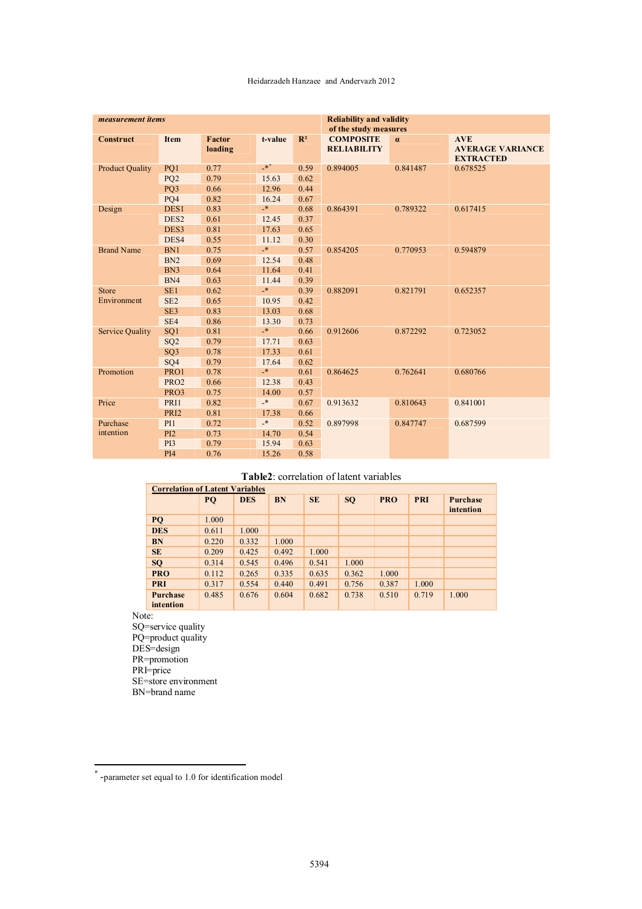| *measurement items* | | | | | Reliability and validity of the study measures | | |
|---|---|---|---|---|---|---|---|
| **Construct** | **Item** | **Factor loading** | **t-value** | **$R^2$** | **COMPOSITE RELIABILITY** | **α** | **AVE AVERAGE VARIANCE EXTRACTED** |
| Product Quality | PQ1 | 0.77 | -* [*] | 0.59 | 0.894005 | 0.841487 | 0.678525 |
| | PQ2 | 0.79 | 15.63 | 0.62 | | | |
| | PQ3 | 0.66 | 12.96 | 0.44 | | | |
| | PQ4 | 0.82 | 16.24 | 0.67 | | | |
| Design | DES1 | 0.83 | -* | 0.68 | 0.864391 | 0.789322 | 0.617415 |
| | DES2 | 0.61 | 12.45 | 0.37 | | | |
| | DES3 | 0.81 | 17.63 | 0.65 | | | |
| | DES4 | 0.55 | 11.12 | 0.30 | | | |
| Brand Name | BN1 | 0.75 | -* | 0.57 | 0.854205 | 0.770953 | 0.594879 |
| | BN2 | 0.69 | 12.54 | 0.48 | | | |
| | BN3 | 0.64 | 11.64 | 0.41 | | | |
| | BN4 | 0.63 | 11.44 | 0.39 | | | |
| Store Environment | SE1 | 0.62 | -* | 0.39 | 0.882091 | 0.821791 | 0.652357 |
| | SE2 | 0.65 | 10.95 | 0.42 | | | |
| | SE3 | 0.83 | 13.03 | 0.68 | | | |
| | SE4 | 0.86 | 13.30 | 0.73 | | | |
| Service Quality | SQ1 | 0.81 | -* | 0.66 | 0.912606 | 0.872292 | 0.723052 |
| | SQ2 | 0.79 | 17.71 | 0.63 | | | |
| | SQ3 | 0.78 | 17.33 | 0.61 | | | |
| | SQ4 | 0.79 | 17.64 | 0.62 | | | |
| Promotion | PRO1 | 0.78 | -* | 0.61 | 0.864625 | 0.762641 | 0.680766 |
| | PRO2 | 0.66 | 12.38 | 0.43 | | | |
| | PRO3 | 0.75 | 14.00 | 0.57 | | | |
| Price | PRI1 | 0.82 | -* | 0.67 | 0.913632 | 0.810643 | 0.841001 |
| | PRI2 | 0.81 | 17.38 | 0.66 | | | |
| Purchase intention | PI1 | 0.72 | -* | 0.52 | 0.897998 | 0.847747 | 0.687599 |
| | PI2 | 0.73 | 14.70 | 0.54 | | | |
| | PI3 | 0.79 | 15.94 | 0.63 | | | |
| | PI4 | 0.76 | 15.26 | 0.58 | | | |

**Table2**: correlation of latent variables

| **Correlation of Latent Variables** | | | | | | | | |
|---|---|---|---|---|---|---|---|---|
| | **PQ** | **DES** | **BN** | **SE** | **SQ** | **PRO** | **PRI** | **Purchase intention** |
| **PQ** | 1.000 | | | | | | | |
| **DES** | 0.611 | 1.000 | | | | | | |
| **BN** | 0.220 | 0.332 | 1.000 | | | | | |
| **SE** | 0.209 | 0.425 | 0.492 | 1.000 | | | | |
| **SQ** | 0.314 | 0.545 | 0.496 | 0.541 | 1.000 | | | |
| **PRO** | 0.112 | 0.265 | 0.335 | 0.635 | 0.362 | 1.000 | | |
| **PRI** | 0.317 | 0.554 | 0.440 | 0.491 | 0.756 | 0.387 | 1.000 | |
| **Purchase intention** | 0.485 | 0.676 | 0.604 | 0.682 | 0.738 | 0.510 | 0.719 | 1.000 |

Note:
SQ=service quality
PQ=product quality
DES=design
PR=promotion
PRI=price
SE=store environment
BN=brand name

[*] -parameter set equal to 1.0 for identification model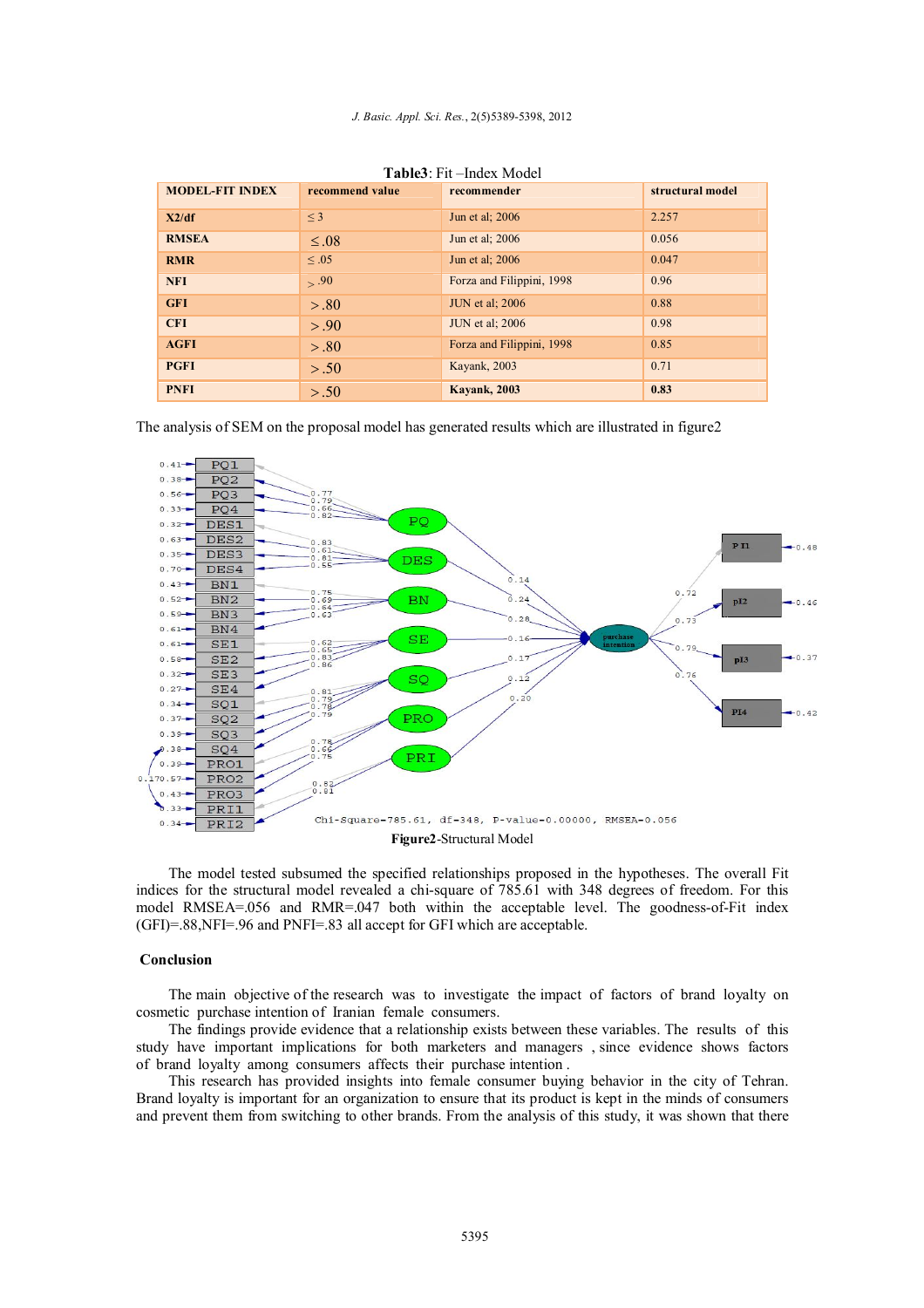**Table3**: Fit –Index Model

| MODEL-FIT INDEX | recommend value | recommender | structural model |
|---|---|---|---|
| X2/df | ≤ 3 | Jun et al; 2006 | 2.257 |
| RMSEA | ≤ .08 | Jun et al; 2006 | 0.056 |
| RMR | ≤ .05 | Jun et al; 2006 | 0.047 |
| NFI | > .90 | Forza and Filippini, 1998 | 0.96 |
| GFI | > .80 | JUN et al; 2006 | 0.88 |
| CFI | > .90 | JUN et al; 2006 | 0.98 |
| AGFI | > .80 | Forza and Filippini, 1998 | 0.85 |
| PGFI | > .50 | Kayank, 2003 | 0.71 |
| PNFI | > .50 | **Kayank, 2003** | **0.83** |

The analysis of SEM on the proposal model has generated results which are illustrated in figure2

**Figure2**-Structural Model

The model tested subsumed the specified relationships proposed in the hypotheses. The overall Fit indices for the structural model revealed a chi-square of 785.61 with 348 degrees of freedom. For this model RMSEA=.056 and RMR=.047 both within the acceptable level. The goodness-of-Fit index (GFI)=.88,NFI=.96 and PNFI=.83 all accept for GFI which are acceptable.

## Conclusion

The main objective of the research was to investigate the impact of factors of brand loyalty on cosmetic purchase intention of Iranian female consumers.

The findings provide evidence that a relationship exists between these variables. The results of this study have important implications for both marketers and managers , since evidence shows factors of brand loyalty among consumers affects their purchase intention .

This research has provided insights into female consumer buying behavior in the city of Tehran. Brand loyalty is important for an organization to ensure that its product is kept in the minds of consumers and prevent them from switching to other brands. From the analysis of this study, it was shown that there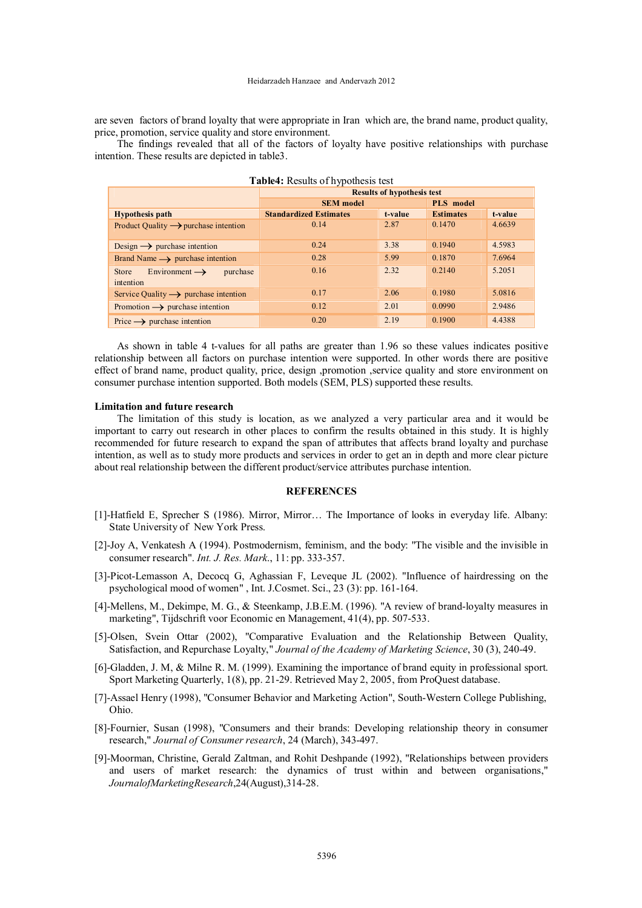are seven factors of brand loyalty that were appropriate in Iran which are, the brand name, product quality, price, promotion, service quality and store environment.

The findings revealed that all of the factors of loyalty have positive relationships with purchase intention. These results are depicted in table3.

**Table4:** Results of hypothesis test

| | Results of hypothesis test | | | |
|---|---|---|---|---|
| | SEM model | | PLS model | |
| Hypothesis path | Standardized Estimates | t-value | Estimates | t-value |
| Product Quality ⟶ purchase intention | 0.14 | 2.87 | 0.1470 | 4.6639 |
| Design ⟶ purchase intention | 0.24 | 3.38 | 0.1940 | 4.5983 |
| Brand Name ⟶ purchase intention | 0.28 | 5.99 | 0.1870 | 7.6964 |
| Store Environment ⟶ purchase intention | 0.16 | 2.32 | 0.2140 | 5.2051 |
| Service Quality ⟶ purchase intention | 0.17 | 2.06 | 0.1980 | 5.0816 |
| Promotion ⟶ purchase intention | 0.12 | 2.01 | 0.0990 | 2.9486 |
| Price ⟶ purchase intention | 0.20 | 2.19 | 0.1900 | 4.4388 |

As shown in table 4 t-values for all paths are greater than 1.96 so these values indicates positive relationship between all factors on purchase intention were supported. In other words there are positive effect of brand name, product quality, price, design ,promotion ,service quality and store environment on consumer purchase intention supported. Both models (SEM, PLS) supported these results.

**Limitation and future research**

The limitation of this study is location, as we analyzed a very particular area and it would be important to carry out research in other places to confirm the results obtained in this study. It is highly recommended for future research to expand the span of attributes that affects brand loyalty and purchase intention, as well as to study more products and services in order to get an in depth and more clear picture about real relationship between the different product/service attributes purchase intention.

## REFERENCES

[1]-Hatfield E, Sprecher S (1986). Mirror, Mirror… The Importance of looks in everyday life. Albany: State University of New York Press.

[2]-Joy A, Venkatesh A (1994). Postmodernism, feminism, and the body: "The visible and the invisible in consumer research". *Int. J. Res. Mark*., 11: pp. 333-357.

[3]-Picot-Lemasson A, Decocq G, Aghassian F, Leveque JL (2002). "Influence of hairdressing on the psychological mood of women" , Int. J.Cosmet. Sci., 23 (3): pp. 161-164.

[4]-Mellens, M., Dekimpe, M. G., & Steenkamp, J.B.E.M. (1996). "A review of brand-loyalty measures in marketing", Tijdschrift voor Economic en Management, 41(4), pp. 507-533.

[5]-Olsen, Svein Ottar (2002), "Comparative Evaluation and the Relationship Between Quality, Satisfaction, and Repurchase Loyalty," *Journal of the Academy of Marketing Science*, 30 (3), 240-49.

[6]-Gladden, J. M, & Milne R. M. (1999). Examining the importance of brand equity in professional sport. Sport Marketing Quarterly, 1(8), pp. 21-29. Retrieved May 2, 2005, from ProQuest database.

[7]-Assael Henry (1998), "Consumer Behavior and Marketing Action", South-Western College Publishing, Ohio.

[8]-Fournier, Susan (1998), "Consumers and their brands: Developing relationship theory in consumer research," *Journal of Consumer research*, 24 (March), 343-497.

[9]-Moorman, Christine, Gerald Zaltman, and Rohit Deshpande (1992), "Relationships between providers and users of market research: the dynamics of trust within and between organisations," *JournalofMarketingResearch*,24(August),314-28.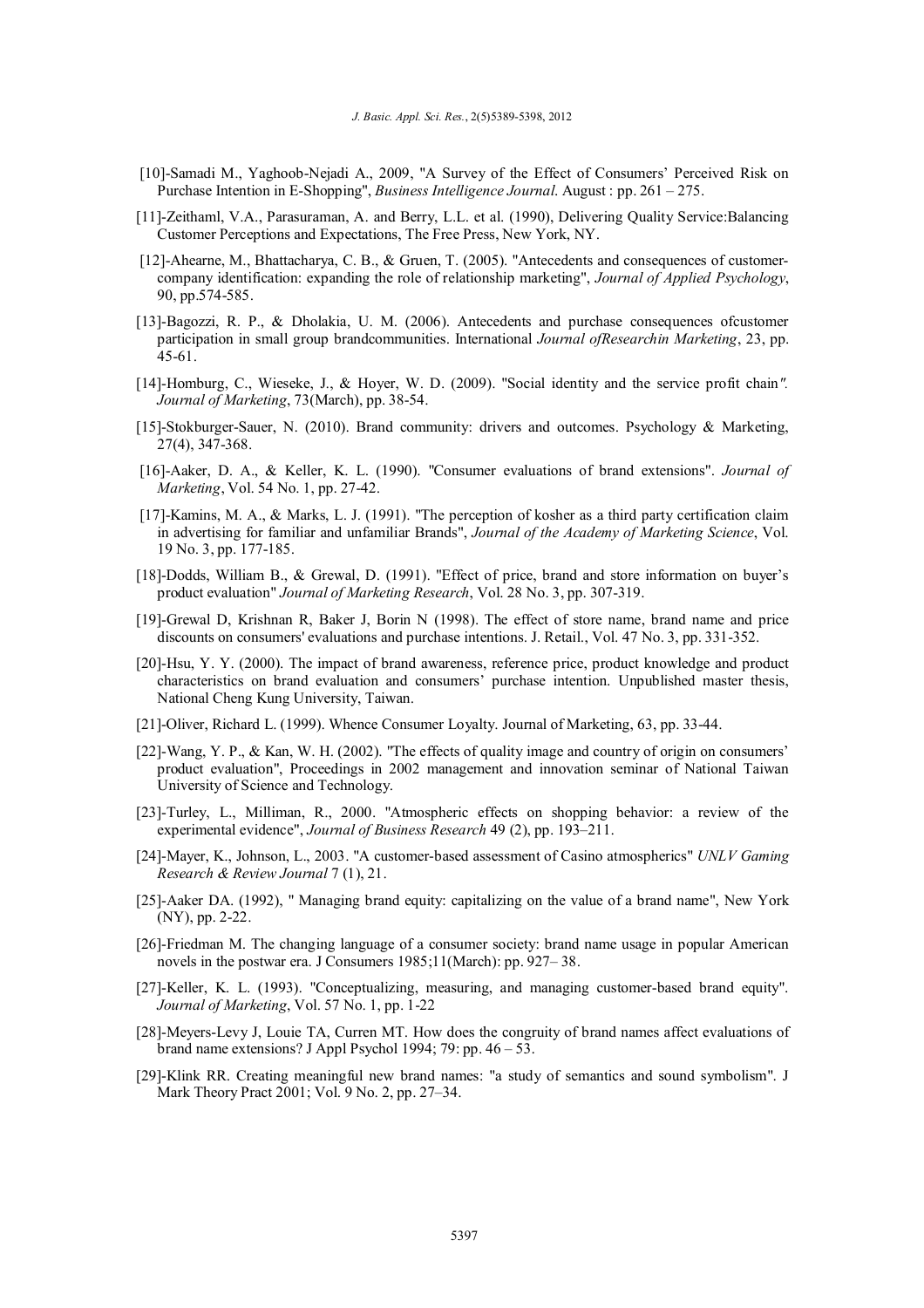[10]-Samadi M., Yaghoob-Nejadi A., 2009, "A Survey of the Effect of Consumers' Perceived Risk on Purchase Intention in E-Shopping", *Business Intelligence Journal*. August : pp. 261 – 275.

[11]-Zeithaml, V.A., Parasuraman, A. and Berry, L.L. et al. (1990), Delivering Quality Service:Balancing Customer Perceptions and Expectations, The Free Press, New York, NY.

[12]-Ahearne, M., Bhattacharya, C. B., & Gruen, T. (2005). "Antecedents and consequences of customer-company identification: expanding the role of relationship marketing", *Journal of Applied Psychology*, 90, pp.574-585.

[13]-Bagozzi, R. P., & Dholakia, U. M. (2006). Antecedents and purchase consequences ofcustomer participation in small group brandcommunities. International *Journal ofResearchin Marketing*, 23, pp. 45-61.

[14]-Homburg, C., Wieseke, J., & Hoyer, W. D. (2009). "Social identity and the service profit chain". *Journal of Marketing*, 73(March), pp. 38-54.

[15]-Stokburger-Sauer, N. (2010). Brand community: drivers and outcomes. Psychology & Marketing, 27(4), 347-368.

[16]-Aaker, D. A., & Keller, K. L. (1990). "Consumer evaluations of brand extensions". *Journal of Marketing*, Vol. 54 No. 1, pp. 27-42.

[17]-Kamins, M. A., & Marks, L. J. (1991). "The perception of kosher as a third party certification claim in advertising for familiar and unfamiliar Brands", *Journal of the Academy of Marketing Science*, Vol. 19 No. 3, pp. 177-185.

[18]-Dodds, William B., & Grewal, D. (1991). "Effect of price, brand and store information on buyer's product evaluation" *Journal of Marketing Research*, Vol. 28 No. 3, pp. 307-319.

[19]-Grewal D, Krishnan R, Baker J, Borin N (1998). The effect of store name, brand name and price discounts on consumers' evaluations and purchase intentions. J. Retail., Vol. 47 No. 3, pp. 331-352.

[20]-Hsu, Y. Y. (2000). The impact of brand awareness, reference price, product knowledge and product characteristics on brand evaluation and consumers' purchase intention. Unpublished master thesis, National Cheng Kung University, Taiwan.

[21]-Oliver, Richard L. (1999). Whence Consumer Loyalty. Journal of Marketing, 63, pp. 33-44.

[22]-Wang, Y. P., & Kan, W. H. (2002). "The effects of quality image and country of origin on consumers' product evaluation", Proceedings in 2002 management and innovation seminar of National Taiwan University of Science and Technology.

[23]-Turley, L., Milliman, R., 2000. "Atmospheric effects on shopping behavior: a review of the experimental evidence", *Journal of Business Research* 49 (2), pp. 193–211.

[24]-Mayer, K., Johnson, L., 2003. "A customer-based assessment of Casino atmospherics" *UNLV Gaming Research & Review Journal* 7 (1), 21.

[25]-Aaker DA. (1992), " Managing brand equity: capitalizing on the value of a brand name", New York (NY), pp. 2-22.

[26]-Friedman M. The changing language of a consumer society: brand name usage in popular American novels in the postwar era. J Consumers 1985;11(March): pp. 927– 38.

[27]-Keller, K. L. (1993). "Conceptualizing, measuring, and managing customer-based brand equity". *Journal of Marketing*, Vol. 57 No. 1, pp. 1-22

[28]-Meyers-Levy J, Louie TA, Curren MT. How does the congruity of brand names affect evaluations of brand name extensions? J Appl Psychol 1994; 79: pp. 46 – 53.

[29]-Klink RR. Creating meaningful new brand names: "a study of semantics and sound symbolism". J Mark Theory Pract 2001; Vol. 9 No. 2, pp. 27–34.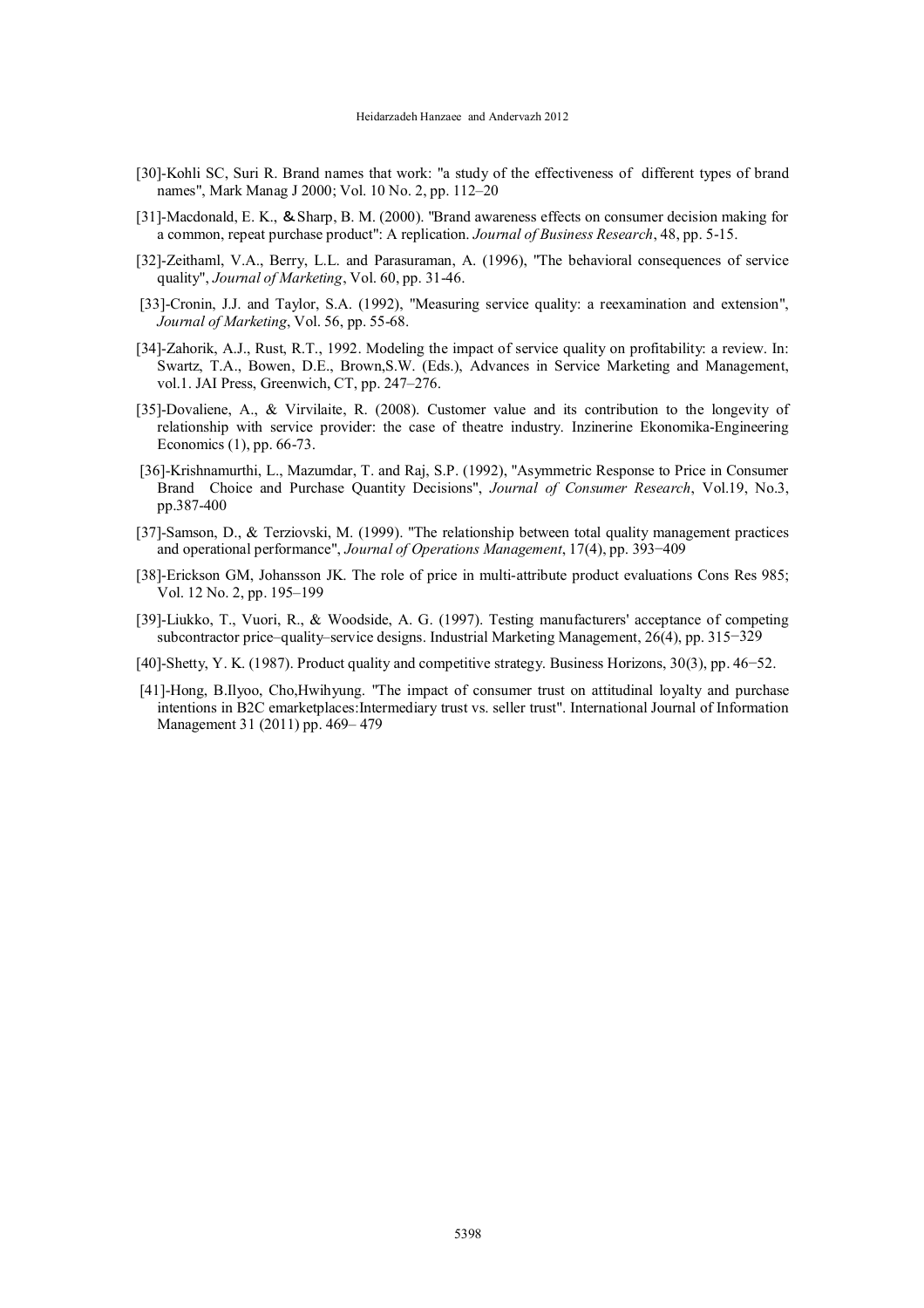[30]-Kohli SC, Suri R. Brand names that work: "a study of the effectiveness of different types of brand names", Mark Manag J 2000; Vol. 10 No. 2, pp. 112–20

[31]-Macdonald, E. K., & Sharp, B. M. (2000). "Brand awareness effects on consumer decision making for a common, repeat purchase product": A replication. *Journal of Business Research*, 48, pp. 5-15.

[32]-Zeithaml, V.A., Berry, L.L. and Parasuraman, A. (1996), "The behavioral consequences of service quality", *Journal of Marketing*, Vol. 60, pp. 31-46.

[33]-Cronin, J.J. and Taylor, S.A. (1992), "Measuring service quality: a reexamination and extension", *Journal of Marketing*, Vol. 56, pp. 55-68.

[34]-Zahorik, A.J., Rust, R.T., 1992. Modeling the impact of service quality on profitability: a review. In: Swartz, T.A., Bowen, D.E., Brown,S.W. (Eds.), Advances in Service Marketing and Management, vol.1. JAI Press, Greenwich, CT, pp. 247–276.

[35]-Dovaliene, A., & Virvilaite, R. (2008). Customer value and its contribution to the longevity of relationship with service provider: the case of theatre industry. Inzinerine Ekonomika-Engineering Economics (1), pp. 66-73.

[36]-Krishnamurthi, L., Mazumdar, T. and Raj, S.P. (1992), "Asymmetric Response to Price in Consumer Brand Choice and Purchase Quantity Decisions", *Journal of Consumer Research*, Vol.19, No.3, pp.387-400

[37]-Samson, D., & Terziovski, M. (1999). "The relationship between total quality management practices and operational performance", *Journal of Operations Management*, 17(4), pp. 393−409

[38]-Erickson GM, Johansson JK. The role of price in multi-attribute product evaluations Cons Res 985; Vol. 12 No. 2, pp. 195–199

[39]-Liukko, T., Vuori, R., & Woodside, A. G. (1997). Testing manufacturers' acceptance of competing subcontractor price–quality–service designs. Industrial Marketing Management, 26(4), pp. 315−329

[40]-Shetty, Y. K. (1987). Product quality and competitive strategy. Business Horizons, 30(3), pp. 46−52.

[41]-Hong, B.Ilyoo, Cho,Hwihyung. "The impact of consumer trust on attitudinal loyalty and purchase intentions in B2C emarketplaces:Intermediary trust vs. seller trust". International Journal of Information Management 31 (2011) pp. 469– 479